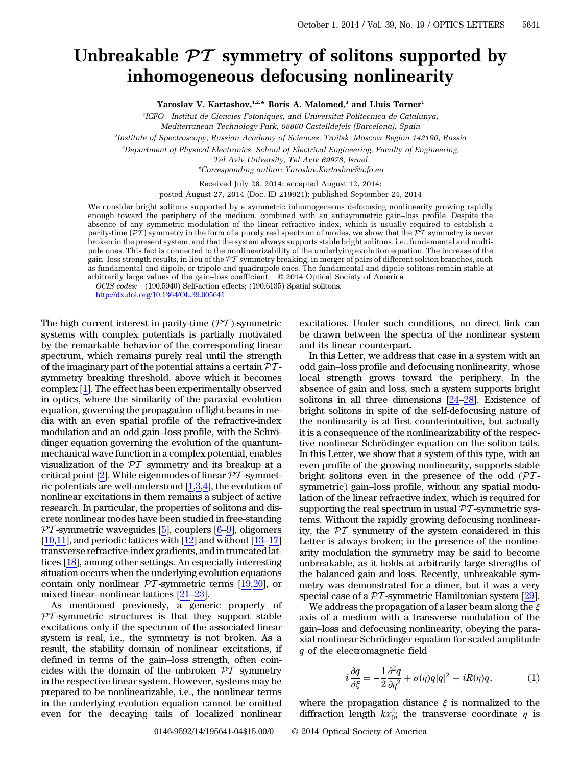# Unbreakable $\mathcal{PT}$ symmetry of solitons supported by inhomogeneous defocusing nonlinearity

**Yaroslav V. Kartashov,[1,2,*] Boris A. Malomed,[3] and Lluis Torner[1]**

[1]ICFO—Institut de Ciencies Fotoniques, and Universitat Politecnica de Catalunya, Mediterranean Technology Park, 08860 Castelldefels (Barcelona), Spain

[2]Institute of Spectroscopy, Russian Academy of Sciences, Troitsk, Moscow Region 142190, Russia

[3]Department of Physical Electronics, School of Electrical Engineering, Faculty of Engineering, Tel Aviv University, Tel Aviv 69978, Israel

*Corresponding author: Yaroslav.Kartashov@icfo.eu

Received July 28, 2014; accepted August 12, 2014; posted August 27, 2014 (Doc. ID 219921); published September 24, 2014

We consider bright solitons supported by a symmetric inhomogeneous defocusing nonlinearity growing rapidly enough toward the periphery of the medium, combined with an antisymmetric gain–loss profile. Despite the absence of any symmetric modulation of the linear refractive index, which is usually required to establish a parity-time ($\mathcal{PT}$) symmetry in the form of a purely real spectrum of modes, we show that the $\mathcal{PT}$ symmetry is never broken in the present system, and that the system always supports stable bright solitons, i.e., fundamental and multipole ones. This fact is connected to the nonlinearizability of the underlying evolution equation. The increase of the gain–loss strength results, in lieu of the $\mathcal{PT}$ symmetry breaking, in merger of pairs of different soliton branches, such as fundamental and dipole, or tripole and quadrupole ones. The fundamental and dipole solitons remain stable at arbitrarily large values of the gain–loss coefficient. © 2014 Optical Society of America

*OCIS codes:* (190.5940) Self-action effects; (190.6135) Spatial solitons.

http://dx.doi.org/10.1364/OL.39.005641

The high current interest in parity-time ($\mathcal{PT}$)-symmetric systems with complex potentials is partially motivated by the remarkable behavior of the corresponding linear spectrum, which remains purely real until the strength of the imaginary part of the potential attains a certain $\mathcal{PT}$-symmetry breaking threshold, above which it becomes complex [1]. The effect has been experimentally observed in optics, where the similarity of the paraxial evolution equation, governing the propagation of light beams in media with an even spatial profile of the refractive-index modulation and an odd gain–loss profile, with the Schrödinger equation governing the evolution of the quantum-mechanical wave function in a complex potential, enables visualization of the $\mathcal{PT}$ symmetry and its breakup at a critical point [2]. While eigenmodes of linear $\mathcal{PT}$-symmetric potentials are well-understood [1,3,4], the evolution of nonlinear excitations in them remains a subject of active research. In particular, the properties of solitons and discrete nonlinear modes have been studied in free-standing $\mathcal{PT}$-symmetric waveguides [5], couplers [6–9], oligomers [10,11], and periodic lattices with [12] and without [13–17] transverse refractive-index gradients, and in truncated lattices [18], among other settings. An especially interesting situation occurs when the underlying evolution equations contain only nonlinear $\mathcal{PT}$-symmetric terms [19,20], or mixed linear–nonlinear lattices [21–23].

As mentioned previously, a generic property of $\mathcal{PT}$-symmetric structures is that they support stable excitations only if the spectrum of the associated linear system is real, i.e., the symmetry is not broken. As a result, the stability domain of nonlinear excitations, if defined in terms of the gain–loss strength, often coincides with the domain of the unbroken $\mathcal{PT}$ symmetry in the respective linear system. However, systems may be prepared to be nonlinearizable, i.e., the nonlinear terms in the underlying evolution equation cannot be omitted even for the decaying tails of localized nonlinear excitations. Under such conditions, no direct link can be drawn between the spectra of the nonlinear system and its linear counterpart.

In this Letter, we address that case in a system with an odd gain–loss profile and defocusing nonlinearity, whose local strength grows toward the periphery. In the absence of gain and loss, such a system supports bright solitons in all three dimensions [24–28]. Existence of bright solitons in spite of the self-defocusing nature of the nonlinearity is at first counterintuitive, but actually it is a consequence of the nonlinearizability of the respective nonlinear Schrödinger equation on the soliton tails. In this Letter, we show that a system of this type, with an even profile of the growing nonlinearity, supports stable bright solitons even in the presence of the odd ($\mathcal{PT}$-symmetric) gain–loss profile, without any spatial modulation of the linear refractive index, which is required for supporting the real spectrum in usual $\mathcal{PT}$-symmetric systems. Without the rapidly growing defocusing nonlinearity, the $\mathcal{PT}$ symmetry of the system considered in this Letter is always broken; in the presence of the nonlinearity modulation the symmetry may be said to become unbreakable, as it holds at arbitrarily large strengths of the balanced gain and loss. Recently, unbreakable symmetry was demonstrated for a dimer, but it was a very special case of a $\mathcal{PT}$-symmetric Hamiltonian system [29].

We address the propagation of a laser beam along the $\xi$ axis of a medium with a transverse modulation of the gain–loss and defocusing nonlinearity, obeying the paraxial nonlinear Schrödinger equation for scaled amplitude $q$ of the electromagnetic field

$$i\frac{\partial q}{\partial \xi} = -\frac{1}{2}\frac{\partial^2 q}{\partial \eta^2} + \sigma(\eta)q|q|^2 + iR(\eta)q, \tag{1}$$

where the propagation distance $\xi$ is normalized to the diffraction length $kx_0^2$; the transverse coordinate $\eta$ is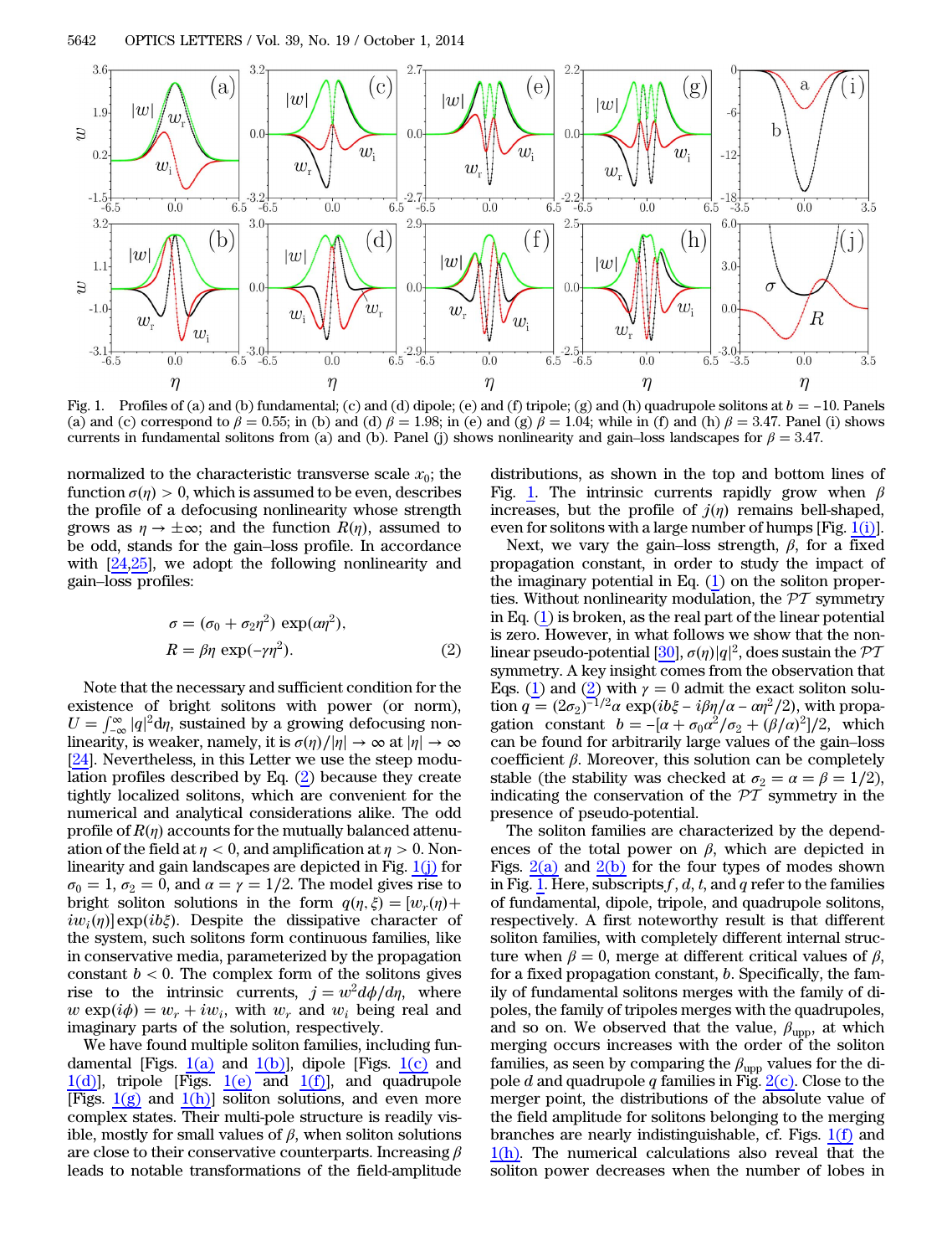w
3.6
1.9
0.2
-1.5
|w|
$w_r$
$w_i$
(a)
-6.5 0.0 6.5

3.2
0.0
-3.2
|w|
$w_r$
$w_i$
(c)
-6.5 0.0 6.5

2.7
0.0
-2.7
|w|
$w_r$
$w_i$
(e)
-6.5 0.0 6.5

2.2
0.0
-2.2
|w|
$w_r$
$w_i$
(g)
-6.5 0.0 6.5

0
-6
-12
-18
a
b
(i)
-3.5 0.0 3.5

w
3.2
1.1
-1.0
-3.1
|w|
$w_r$
$w_i$
(b)
-6.5 0.0 6.5
η

3.0
0.0
-3.0
|w|
$w_i$
$w_r$
(d)
-6.5 0.0 6.5
η

2.9
0.0
-2.9
|w|
$w_r$
$w_i$
(f)
-6.5 0.0 6.5
η

2.5
0.0
-2.5
|w|
$w_r$
$w_i$
(h)
-6.5 0.0 6.5
η

6.0
3.0
0.0
-3.0
σ
R
(j)
-3.5 0.0 3.5
η

Fig. 1. Profiles of (a) and (b) fundamental; (c) and (d) dipole; (e) and (f) tripole; (g) and (h) quadrupole solitons at $b = -10$. Panels (a) and (c) correspond to $\beta = 0.55$; in (b) and (d) $\beta = 1.98$; in (e) and (g) $\beta = 1.04$; while in (f) and (h) $\beta = 3.47$. Panel (i) shows currents in fundamental solitons from (a) and (b). Panel (j) shows nonlinearity and gain–loss landscapes for $\beta = 3.47$.

normalized to the characteristic transverse scale $x_0$; the function $\sigma(\eta) > 0$, which is assumed to be even, describes the profile of a defocusing nonlinearity whose strength grows as $\eta \to \pm\infty$; and the function $R(\eta)$, assumed to be odd, stands for the gain–loss profile. In accordance with [24,25], we adopt the following nonlinearity and gain–loss profiles:

$$\sigma = (\sigma_0 + \sigma_2\eta^2)\exp(\alpha\eta^2),$$
$$R = \beta\eta\exp(-\gamma\eta^2). \tag{2}$$

Note that the necessary and sufficient condition for the existence of bright solitons with power (or norm), $U = \int_{-\infty}^{\infty}|q|^2 d\eta$, sustained by a growing defocusing nonlinearity, is weaker, namely, it is $\sigma(\eta)/|\eta| \to \infty$ at $|\eta| \to \infty$ [24]. Nevertheless, in this Letter we use the steep modulation profiles described by Eq. (2) because they create tightly localized solitons, which are convenient for the numerical and analytical considerations alike. The odd profile of $R(\eta)$ accounts for the mutually balanced attenuation of the field at $\eta < 0$, and amplification at $\eta > 0$. Nonlinearity and gain landscapes are depicted in Fig. 1(j) for $\sigma_0 = 1$, $\sigma_2 = 0$, and $\alpha = \gamma = 1/2$. The model gives rise to bright soliton solutions in the form $q(\eta, \xi) = [w_r(\eta) + iw_i(\eta)]\exp(ib\xi)$. Despite the dissipative character of the system, such solitons form continuous families, like in conservative media, parameterized by the propagation constant $b < 0$. The complex form of the solitons gives rise to the intrinsic currents, $j = w^2 d\phi/d\eta$, where $w\exp(i\phi) = w_r + iw_i$, with $w_r$ and $w_i$ being real and imaginary parts of the solution, respectively.

We have found multiple soliton families, including fundamental [Figs. 1(a) and 1(b)], dipole [Figs. 1(c) and 1(d)], tripole [Figs. 1(e) and 1(f)], and quadrupole [Figs. 1(g) and 1(h)] soliton solutions, and even more complex states. Their multi-pole structure is readily visible, mostly for small values of $\beta$, when soliton solutions are close to their conservative counterparts. Increasing $\beta$ leads to notable transformations of the field-amplitude distributions, as shown in the top and bottom lines of Fig. 1. The intrinsic currents rapidly grow when $\beta$ increases, but the profile of $j(\eta)$ remains bell-shaped, even for solitons with a large number of humps [Fig. 1(i)].

Next, we vary the gain–loss strength, $\beta$, for a fixed propagation constant, in order to study the impact of the imaginary potential in Eq. (1) on the soliton properties. Without nonlinearity modulation, the $\mathcal{PT}$ symmetry in Eq. (1) is zero, as the real part of the linear potential is zero. However, in what follows we show that the nonlinear pseudo-potential [30], $\sigma(\eta)|q|^2$, does sustain the $\mathcal{PT}$ symmetry. A key insight comes from the observation that Eqs. (1) and (2) with $\gamma = 0$ admit the exact soliton solution $q = (2\sigma_2)^{-1/2}\alpha\exp(ib\xi - i\beta\eta/\alpha - \alpha\eta^2/2)$, with propagation constant $b = -[\alpha + \sigma_0\alpha^2/\sigma_2 + (\beta/\alpha)^2]/2$, which can be found for arbitrarily large values of the gain–loss coefficient $\beta$. Moreover, this solution can be completely stable (the stability was checked at $\sigma_2 = \alpha = \beta = 1/2$), indicating the conservation of the $\mathcal{PT}$ symmetry in the presence of pseudo-potential.

The soliton families are characterized by the dependences of the total power on $\beta$, which are depicted in Figs. 2(a) and 2(b) for the four types of modes shown in Fig. 1. Here, subscripts $f$, $d$, $t$, and $q$ refer to the families of fundamental, dipole, tripole, and quadrupole solitons, respectively. A first noteworthy result is that different soliton families, with completely different internal structure when $\beta = 0$, merge at different critical values of $\beta$, for a fixed propagation constant, $b$. Specifically, the family of fundamental solitons merges with the family of dipoles, the family of tripoles merges with the quadrupoles, and so on. We observed that the value, $\beta_{\text{upp}}$, at which merging occurs increases with the order of the soliton families, as seen by comparing the $\beta_{\text{upp}}$ values for the dipole $d$ and quadrupole $q$ families in Fig. 2(c). Close to the merger point, the distributions of the absolute value of the field amplitude for solitons belonging to the merging branches are nearly indistinguishable, cf. Figs. 1(f) and 1(h). The numerical calculations also reveal that the soliton power decreases when the number of lobes in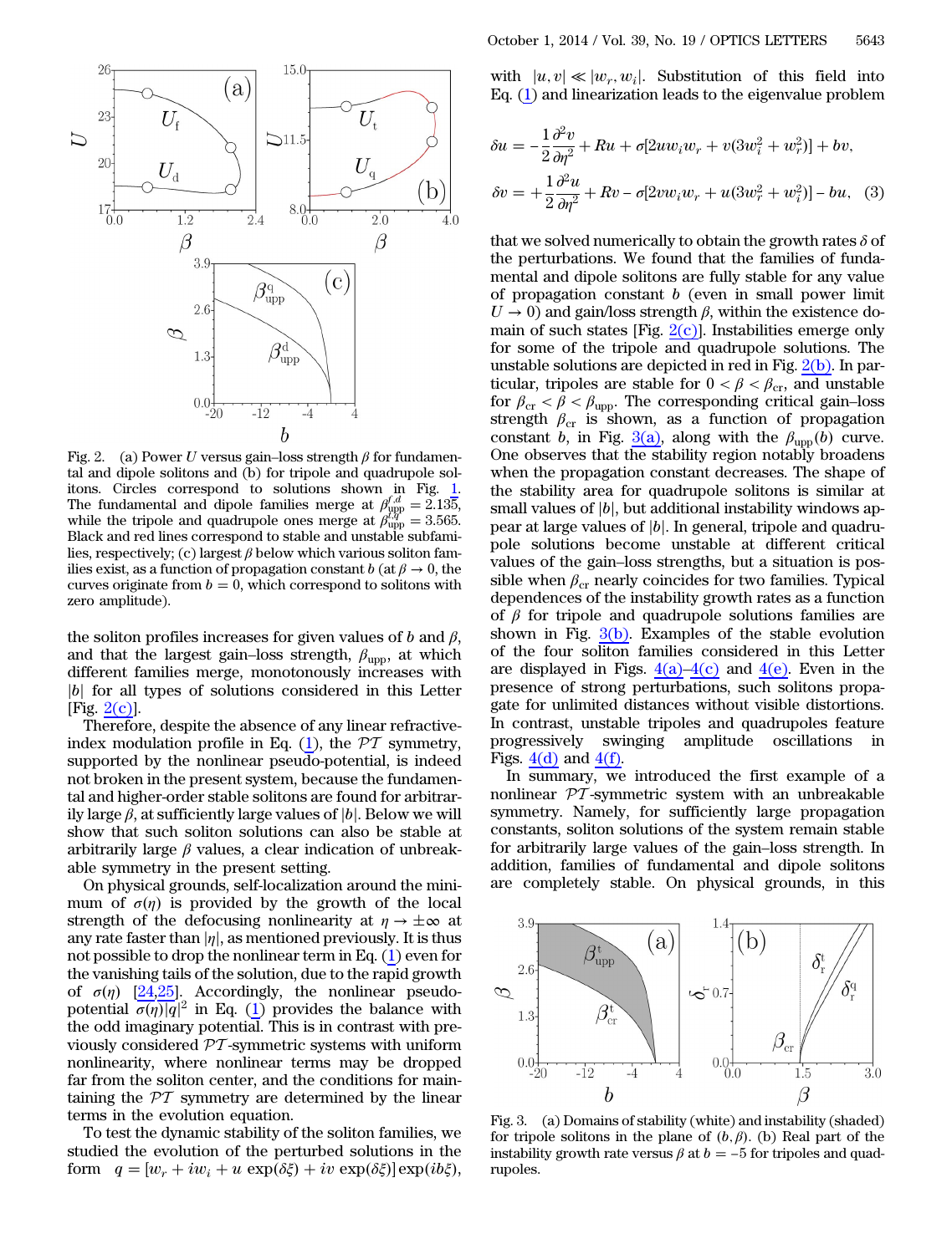26
23
20
17
0.0
1.2
2.4
$U$
$\beta$
(a)
$U_{\rm f}$
$U_{\rm d}$

15.0
11.5
8.0
0.0
2.0
4.0
$U$
$\beta$
(b)
$U_{\rm t}$
$U_{\rm q}$

3.9
2.6
1.3
0.0
-20
-12
-4
4
$\beta$
$b$
(c)
$\beta^{\rm q}_{\rm upp}$
$\beta^{\rm d}_{\rm upp}$

Fig. 2. (a) Power $U$ versus gain–loss strength $\beta$ for fundamental and dipole solitons and (b) for tripole and quadrupole solitons. Circles correspond to solutions shown in Fig. 1. The fundamental and dipole families merge at $\beta^{f,d}_{\rm upp} = 2.135$, while the tripole and quadrupole ones merge at $\beta^{t,q}_{\rm upp} = 3.565$. Black and red lines correspond to stable and unstable subfamilies, respectively; (c) largest $\beta$ below which various soliton families exist, as a function of propagation constant $b$ (at $\beta \to 0$, the curves originate from $b = 0$, which correspond to solitons with zero amplitude).

the soliton profiles increases for given values of $b$ and $\beta$, and that the largest gain–loss strength, $\beta_{\rm upp}$, at which different families merge, monotonously increases with $|b|$ for all types of solutions considered in this Letter [Fig. 2(c)].

Therefore, despite the absence of any linear refractive-index modulation profile in Eq. (1), the $\mathcal{PT}$ symmetry, supported by the nonlinear pseudo-potential, is indeed not broken in the present system, because the fundamental and higher-order stable solitons are found for arbitrarily large $\beta$, at sufficiently large values of $|b|$. Below we will show that such soliton solutions can also be stable at arbitrarily large $\beta$ values, a clear indication of unbreakable symmetry in the present setting.

On physical grounds, self-localization around the minimum of $\sigma(\eta)$ is provided by the growth of the local strength of the defocusing nonlinearity at $\eta \to \pm\infty$ at any rate faster than $|\eta|$, as mentioned previously. It is thus not possible to drop the nonlinear term in Eq. (1) even for the vanishing tails of the solution, due to the rapid growth of $\sigma(\eta)$ [24,25]. Accordingly, the nonlinear pseudo-potential $\sigma(\eta)|q|^2$ in Eq. (1) provides the balance with the odd imaginary potential. This is in contrast with previously considered $\mathcal{PT}$-symmetric systems with uniform nonlinearity, where nonlinear terms may be dropped far from the soliton center, and the conditions for maintaining the $\mathcal{PT}$ symmetry are determined by the linear terms in the evolution equation.

To test the dynamic stability of the soliton families, we studied the evolution of the perturbed solutions in the form $q = [w_r + iw_i + u\exp(\delta\xi) + iv\exp(\delta\xi)]\exp(ib\xi)$, with $|u, v| \ll |w_r, w_i|$. Substitution of this field into Eq. (1) and linearization leads to the eigenvalue problem

$$
\begin{aligned}
\delta u &= -\frac{1}{2}\frac{\partial^2 v}{\partial \eta^2} + Ru + \sigma[2uw_iw_r + v(3w_i^2 + w_r^2)] + bv, \\
\delta v &= +\frac{1}{2}\frac{\partial^2 u}{\partial \eta^2} + Rv - \sigma[2vw_iw_r + u(3w_r^2 + w_i^2)] - bu, \quad (3)
\end{aligned}
$$

that we solved numerically to obtain the growth rates $\delta$ of the perturbations. We found that the families of fundamental and dipole solitons are fully stable for any value of propagation constant $b$ (even in small power limit $U \to 0$) and gain/loss strength $\beta$, within the existence domain of such states [Fig. 2(c)]. Instabilities emerge only for some of the tripole and quadrupole solutions. The unstable solutions are depicted in red in Fig. 2(b). In particular, tripoles are stable for $0 < \beta < \beta_{\rm cr}$, and unstable for $\beta_{\rm cr} < \beta < \beta_{\rm upp}$. The corresponding critical gain–loss strength $\beta_{\rm cr}$ is shown, as a function of propagation constant $b$, in Fig. 3(a), along with the $\beta_{\rm upp}(b)$ curve. One observes that the stability region notably broadens when the propagation constant decreases. The shape of the stability area for quadrupole solitons is similar at small values of $|b|$, but additional instability windows appear at large values of $|b|$. In general, tripole and quadrupole solutions become unstable at different critical values of the gain–loss strengths, but a situation is possible when $\beta_{\rm cr}$ nearly coincides for two families. Typical dependences of the instability growth rates as a function of $\beta$ for tripole and quadrupole solutions families are shown in Fig. 3(b). Examples of the stable evolution of the four soliton families considered in this Letter are displayed in Figs. 4(a)–4(c) and 4(e). Even in the presence of strong perturbations, such solitons propagate for unlimited distances without visible distortions. In contrast, unstable tripoles and quadrupoles feature progressively swinging amplitude oscillations in Figs. 4(d) and 4(f).

In summary, we introduced the first example of a nonlinear $\mathcal{PT}$-symmetric system with an unbreakable symmetry. Namely, for sufficiently large propagation constants, soliton solutions of the system remain stable for arbitrarily large values of the gain–loss strength. In addition, families of fundamental and dipole solitons are completely stable. On physical grounds, in this

3.9
2.6
1.3
0.0
-20
-12
-4
4
$\beta$
$b$
(a)
$\beta^{\rm t}_{\rm upp}$
$\beta^{\rm t}_{\rm cr}$

1.4
0.7
0.0
0.0
1.5
3.0
$\delta_{\rm r}$
$\beta$
(b)
$\delta^{\rm t}_{\rm r}$
$\delta^{\rm q}_{\rm r}$
$\beta_{\rm cr}$

Fig. 3. (a) Domains of stability (white) and instability (shaded) for tripole solitons in the plane of $(b, \beta)$. (b) Real part of the instability growth rate versus $\beta$ at $b = -5$ for tripoles and quadrupoles.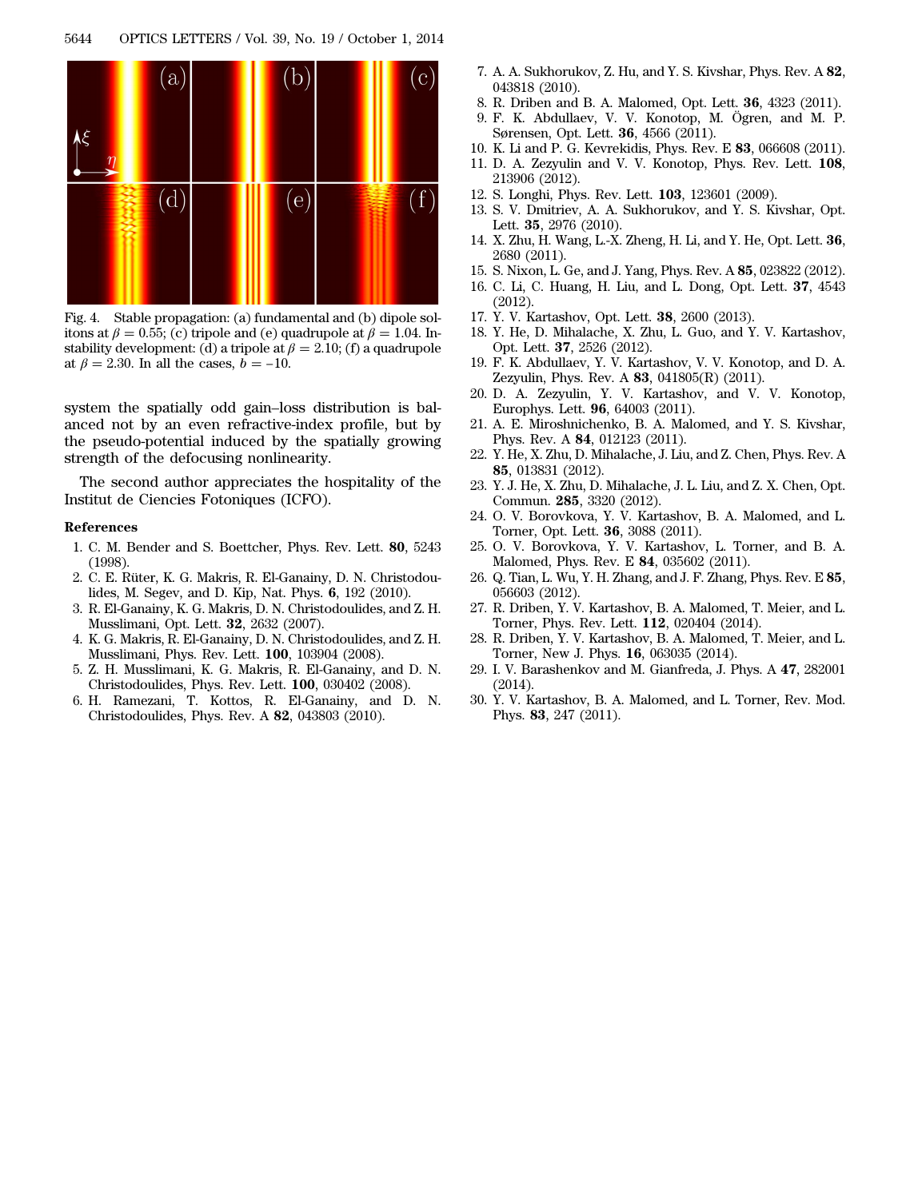(a) (b) (c)

$\xi$

$\eta$

(d) (e) (f)

Fig. 4. Stable propagation: (a) fundamental and (b) dipole solitons at $\beta = 0.55$; (c) tripole and (e) quadrupole at $\beta = 1.04$. Instability development: (d) a tripole at $\beta = 2.10$; (f) a quadrupole at $\beta = 2.30$. In all the cases, $b = -10$.

system the spatially odd gain–loss distribution is balanced not by an even refractive-index profile, but by the pseudo-potential induced by the spatially growing strength of the defocusing nonlinearity.

The second author appreciates the hospitality of the Institut de Ciencies Fotoniques (ICFO).

## References

1. C. M. Bender and S. Boettcher, Phys. Rev. Lett. **80**, 5243 (1998).
2. C. E. Rüter, K. G. Makris, R. El-Ganainy, D. N. Christodoulides, M. Segev, and D. Kip, Nat. Phys. **6**, 192 (2010).
3. R. El-Ganainy, K. G. Makris, D. N. Christodoulides, and Z. H. Musslimani, Opt. Lett. **32**, 2632 (2007).
4. K. G. Makris, R. El-Ganainy, D. N. Christodoulides, and Z. H. Musslimani, Phys. Rev. Lett. **100**, 103904 (2008).
5. Z. H. Musslimani, K. G. Makris, R. El-Ganainy, and D. N. Christodoulides, Phys. Rev. Lett. **100**, 030402 (2008).
6. H. Ramezani, T. Kottos, R. El-Ganainy, and D. N. Christodoulides, Phys. Rev. A **82**, 043803 (2010).
7. A. A. Sukhorukov, Z. Hu, and Y. S. Kivshar, Phys. Rev. A **82**, 043818 (2010).
8. R. Driben and B. A. Malomed, Opt. Lett. **36**, 4323 (2011).
9. F. K. Abdullaev, V. V. Konotop, M. Ögren, and M. P. Sørensen, Opt. Lett. **36**, 4566 (2011).
10. K. Li and P. G. Kevrekidis, Phys. Rev. E **83**, 066608 (2011).
11. D. A. Zezyulin and V. V. Konotop, Phys. Rev. Lett. **108**, 213906 (2012).
12. S. Longhi, Phys. Rev. Lett. **103**, 123601 (2009).
13. S. V. Dmitriev, A. A. Sukhorukov, and Y. S. Kivshar, Opt. Lett. **35**, 2976 (2010).
14. X. Zhu, H. Wang, L.-X. Zheng, H. Li, and Y. He, Opt. Lett. **36**, 2680 (2011).
15. S. Nixon, L. Ge, and J. Yang, Phys. Rev. A **85**, 023822 (2012).
16. C. Li, C. Huang, H. Liu, and L. Dong, Opt. Lett. **37**, 4543 (2012).
17. Y. V. Kartashov, Opt. Lett. **38**, 2600 (2013).
18. Y. He, D. Mihalache, X. Zhu, L. Guo, and Y. V. Kartashov, Opt. Lett. **37**, 2526 (2012).
19. F. K. Abdullaev, Y. V. Kartashov, V. V. Konotop, and D. A. Zezyulin, Phys. Rev. A **83**, 041805(R) (2011).
20. D. A. Zezyulin, Y. V. Kartashov, and V. V. Konotop, Europhys. Lett. **96**, 64003 (2011).
21. A. E. Miroshnichenko, B. A. Malomed, and Y. S. Kivshar, Phys. Rev. A **84**, 012123 (2011).
22. Y. He, X. Zhu, D. Mihalache, J. Liu, and Z. Chen, Phys. Rev. A **85**, 013831 (2012).
23. Y. J. He, X. Zhu, D. Mihalache, J. L. Liu, and Z. X. Chen, Opt. Commun. **285**, 3320 (2012).
24. O. V. Borovkova, Y. V. Kartashov, B. A. Malomed, and L. Torner, Opt. Lett. **36**, 3088 (2011).
25. O. V. Borovkova, Y. V. Kartashov, L. Torner, and B. A. Malomed, Phys. Rev. E **84**, 035602 (2011).
26. Q. Tian, L. Wu, Y. H. Zhang, and J. F. Zhang, Phys. Rev. E **85**, 056603 (2012).
27. R. Driben, Y. V. Kartashov, B. A. Malomed, T. Meier, and L. Torner, Phys. Rev. Lett. **112**, 020404 (2014).
28. R. Driben, Y. V. Kartashov, B. A. Malomed, T. Meier, and L. Torner, New J. Phys. **16**, 063035 (2014).
29. I. V. Barashenkov and M. Gianfreda, J. Phys. A **47**, 282001 (2014).
30. Y. V. Kartashov, B. A. Malomed, and L. Torner, Rev. Mod. Phys. **83**, 247 (2011).